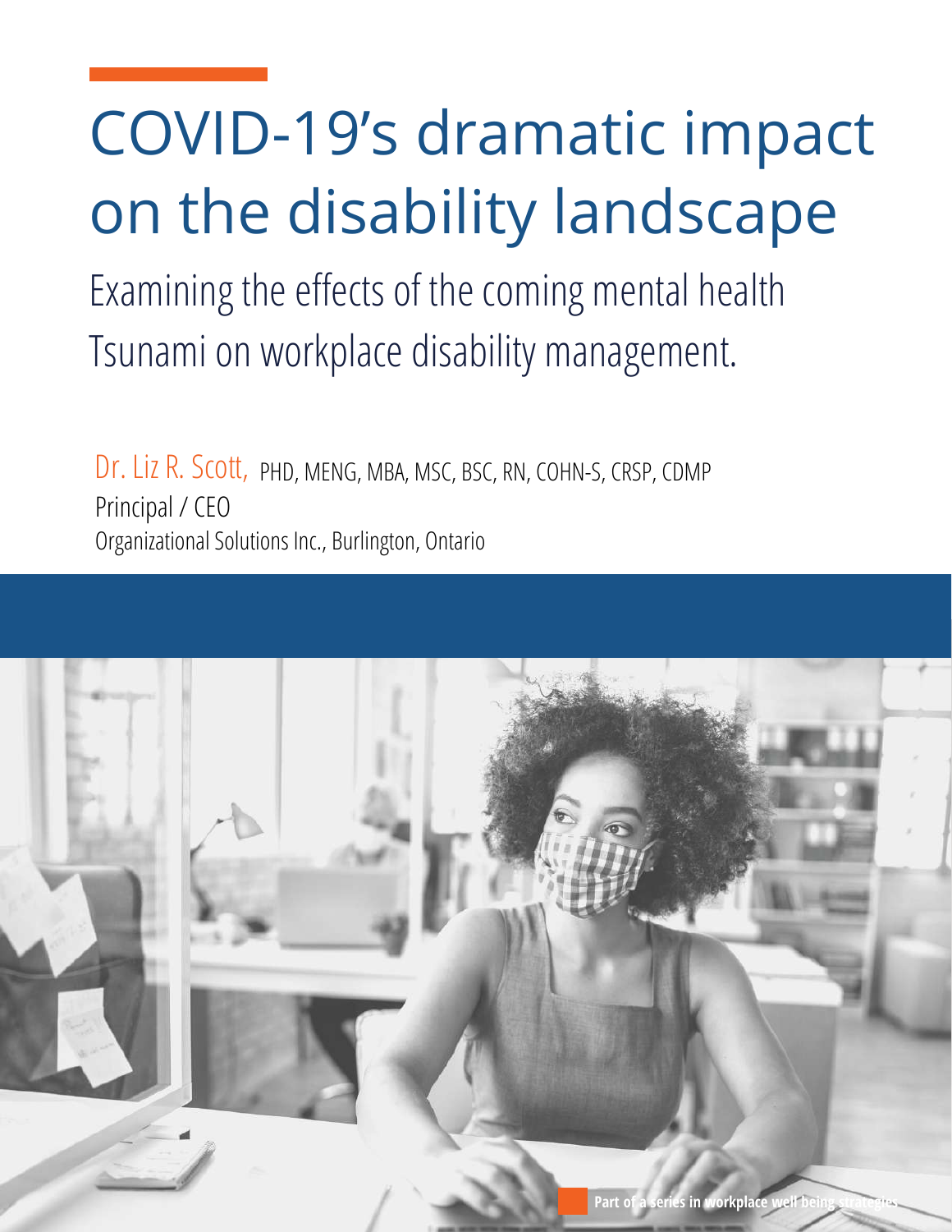# COVID-19's dramatic impact on the disability landscape

## Examining the effects of the coming mental health Tsunami on workplace disability management.

Dr. Liz R. Scott, PHD, MENG, MBA, MSC, BSC, RN, COHN-S, CRSP, CDMP
Principal / CEO
Organizational Solutions Inc., Burlington, Ontario

Part of a series in workplace well being strategies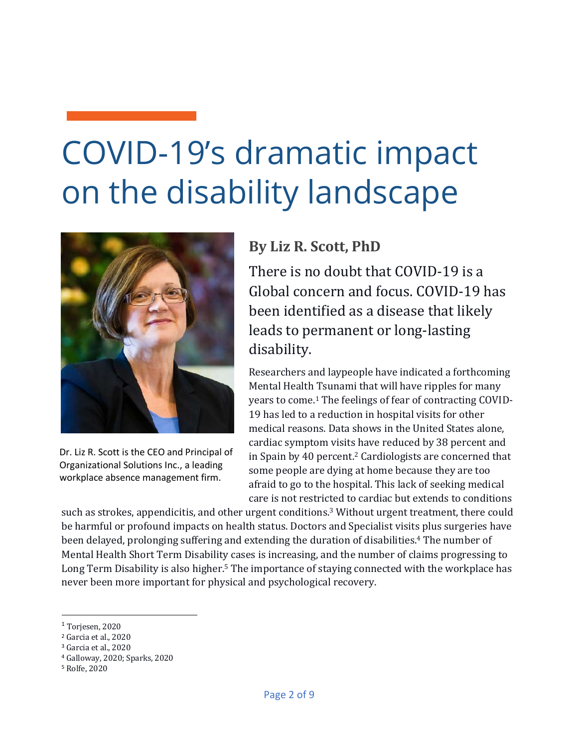# COVID-19's dramatic impact on the disability landscape

Dr. Liz R. Scott is the CEO and Principal of Organizational Solutions Inc., a leading workplace absence management firm.

## By Liz R. Scott, PhD

There is no doubt that COVID-19 is a Global concern and focus. COVID-19 has been identified as a disease that likely leads to permanent or long-lasting disability.

Researchers and laypeople have indicated a forthcoming Mental Health Tsunami that will have ripples for many years to come.[1] The feelings of fear of contracting COVID-19 has led to a reduction in hospital visits for other medical reasons. Data shows in the United States alone, cardiac symptom visits have reduced by 38 percent and in Spain by 40 percent.[2] Cardiologists are concerned that some people are dying at home because they are too afraid to go to the hospital. This lack of seeking medical care is not restricted to cardiac but extends to conditions such as strokes, appendicitis, and other urgent conditions.[3] Without urgent treatment, there could be harmful or profound impacts on health status. Doctors and Specialist visits plus surgeries have been delayed, prolonging suffering and extending the duration of disabilities.[4] The number of Mental Health Short Term Disability cases is increasing, and the number of claims progressing to Long Term Disability is also higher.[5] The importance of staying connected with the workplace has never been more important for physical and psychological recovery.

---

[1] Torjesen, 2020

[2] Garcia et al., 2020

[3] Garcia et al., 2020

[4] Galloway, 2020; Sparks, 2020

[5] Rolfe, 2020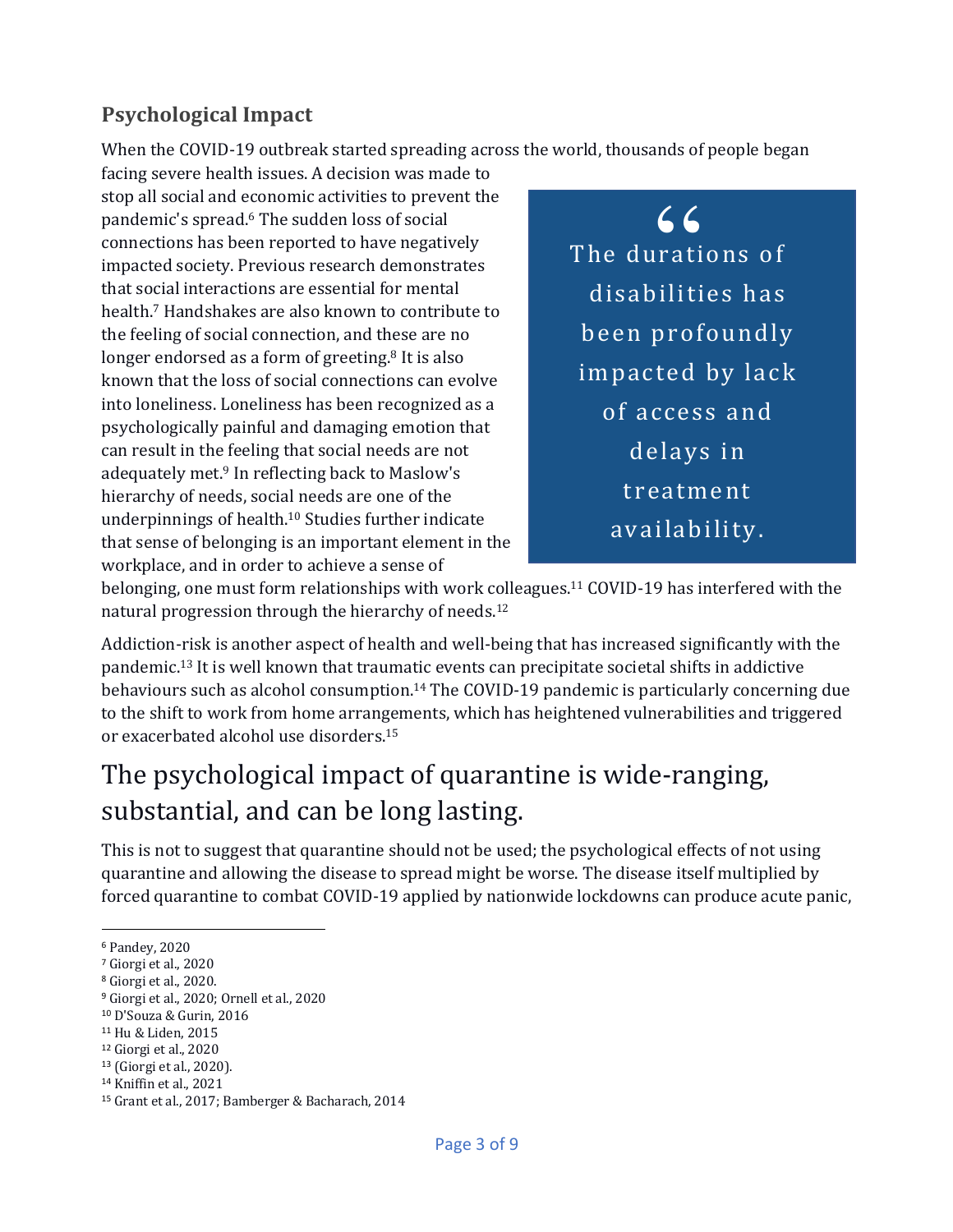## Psychological Impact

When the COVID-19 outbreak started spreading across the world, thousands of people began facing severe health issues. A decision was made to stop all social and economic activities to prevent the pandemic's spread.[6] The sudden loss of social connections has been reported to have negatively impacted society. Previous research demonstrates that social interactions are essential for mental health.[7] Handshakes are also known to contribute to the feeling of social connection, and these are no longer endorsed as a form of greeting.[8] It is also known that the loss of social connections can evolve into loneliness. Loneliness has been recognized as a psychologically painful and damaging emotion that can result in the feeling that social needs are not adequately met.[9] In reflecting back to Maslow's hierarchy of needs, social needs are one of the underpinnings of health.[10] Studies further indicate that sense of belonging is an important element in the workplace, and in order to achieve a sense of belonging, one must form relationships with work colleagues.[11] COVID-19 has interfered with the natural progression through the hierarchy of needs.[12]

> "The durations of disabilities has been profoundly impacted by lack of access and delays in treatment availability.

Addiction-risk is another aspect of health and well-being that has increased significantly with the pandemic.[13] It is well known that traumatic events can precipitate societal shifts in addictive behaviours such as alcohol consumption.[14] The COVID-19 pandemic is particularly concerning due to the shift to work from home arrangements, which has heightened vulnerabilities and triggered or exacerbated alcohol use disorders.[15]

# The psychological impact of quarantine is wide-ranging, substantial, and can be long lasting.

This is not to suggest that quarantine should not be used; the psychological effects of not using quarantine and allowing the disease to spread might be worse. The disease itself multiplied by forced quarantine to combat COVID-19 applied by nationwide lockdowns can produce acute panic,

---

[6] Pandey, 2020
[7] Giorgi et al., 2020
[8] Giorgi et al., 2020.
[9] Giorgi et al., 2020; Ornell et al., 2020
[10] D'Souza & Gurin, 2016
[11] Hu & Liden, 2015
[12] Giorgi et al., 2020
[13] (Giorgi et al., 2020).
[14] Kniffin et al., 2021
[15] Grant et al., 2017; Bamberger & Bacharach, 2014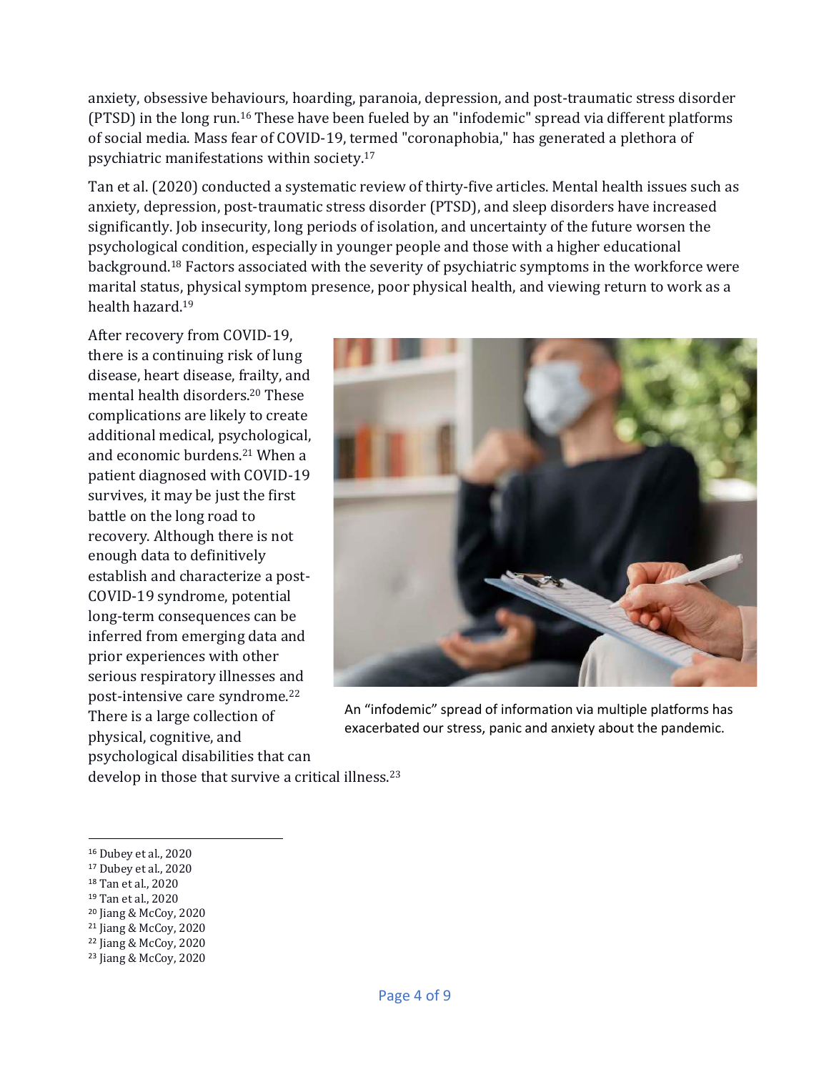anxiety, obsessive behaviours, hoarding, paranoia, depression, and post-traumatic stress disorder (PTSD) in the long run.[16] These have been fueled by an "infodemic" spread via different platforms of social media. Mass fear of COVID-19, termed "coronaphobia," has generated a plethora of psychiatric manifestations within society.[17]

Tan et al. (2020) conducted a systematic review of thirty-five articles. Mental health issues such as anxiety, depression, post-traumatic stress disorder (PTSD), and sleep disorders have increased significantly. Job insecurity, long periods of isolation, and uncertainty of the future worsen the psychological condition, especially in younger people and those with a higher educational background.[18] Factors associated with the severity of psychiatric symptoms in the workforce were marital status, physical symptom presence, poor physical health, and viewing return to work as a health hazard.[19]

After recovery from COVID-19, there is a continuing risk of lung disease, heart disease, frailty, and mental health disorders.[20] These complications are likely to create additional medical, psychological, and economic burdens.[21] When a patient diagnosed with COVID-19 survives, it may be just the first battle on the long road to recovery. Although there is not enough data to definitively establish and characterize a post-COVID-19 syndrome, potential long-term consequences can be inferred from emerging data and prior experiences with other serious respiratory illnesses and post-intensive care syndrome.[22] There is a large collection of physical, cognitive, and psychological disabilities that can develop in those that survive a critical illness.[23]

An "infodemic" spread of information via multiple platforms has exacerbated our stress, panic and anxiety about the pandemic.

[16] Dubey et al., 2020
[17] Dubey et al., 2020
[18] Tan et al., 2020
[19] Tan et al., 2020
[20] Jiang & McCoy, 2020
[21] Jiang & McCoy, 2020
[22] Jiang & McCoy, 2020
[23] Jiang & McCoy, 2020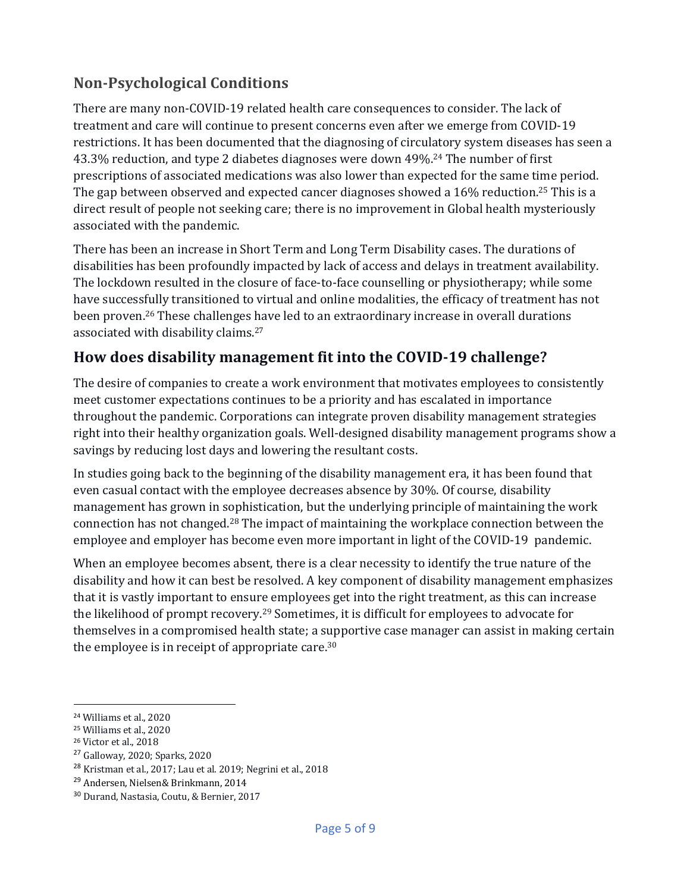## Non-Psychological Conditions

There are many non-COVID-19 related health care consequences to consider. The lack of treatment and care will continue to present concerns even after we emerge from COVID-19 restrictions. It has been documented that the diagnosing of circulatory system diseases has seen a 43.3% reduction, and type 2 diabetes diagnoses were down 49%.[24] The number of first prescriptions of associated medications was also lower than expected for the same time period. The gap between observed and expected cancer diagnoses showed a 16% reduction.[25] This is a direct result of people not seeking care; there is no improvement in Global health mysteriously associated with the pandemic.

There has been an increase in Short Term and Long Term Disability cases. The durations of disabilities has been profoundly impacted by lack of access and delays in treatment availability. The lockdown resulted in the closure of face-to-face counselling or physiotherapy; while some have successfully transitioned to virtual and online modalities, the efficacy of treatment has not been proven.[26] These challenges have led to an extraordinary increase in overall durations associated with disability claims.[27]

## How does disability management fit into the COVID-19 challenge?

The desire of companies to create a work environment that motivates employees to consistently meet customer expectations continues to be a priority and has escalated in importance throughout the pandemic. Corporations can integrate proven disability management strategies right into their healthy organization goals. Well-designed disability management programs show a savings by reducing lost days and lowering the resultant costs.

In studies going back to the beginning of the disability management era, it has been found that even casual contact with the employee decreases absence by 30%. Of course, disability management has grown in sophistication, but the underlying principle of maintaining the work connection has not changed.[28] The impact of maintaining the workplace connection between the employee and employer has become even more important in light of the COVID-19 pandemic.

When an employee becomes absent, there is a clear necessity to identify the true nature of the disability and how it can best be resolved. A key component of disability management emphasizes that it is vastly important to ensure employees get into the right treatment, as this can increase the likelihood of prompt recovery.[29] Sometimes, it is difficult for employees to advocate for themselves in a compromised health state; a supportive case manager can assist in making certain the employee is in receipt of appropriate care.[30]

---

[24] Williams et al., 2020
[25] Williams et al., 2020
[26] Victor et al., 2018
[27] Galloway, 2020; Sparks, 2020
[28] Kristman et al., 2017; Lau et al. 2019; Negrini et al., 2018
[29] Andersen, Nielsen& Brinkmann, 2014
[30] Durand, Nastasia, Coutu, & Bernier, 2017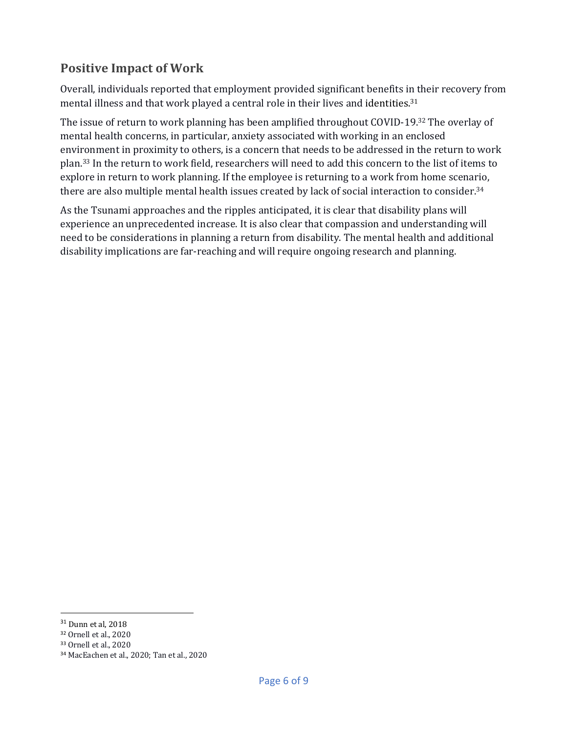## Positive Impact of Work

Overall, individuals reported that employment provided significant benefits in their recovery from mental illness and that work played a central role in their lives and identities.[31]

The issue of return to work planning has been amplified throughout COVID-19.[32] The overlay of mental health concerns, in particular, anxiety associated with working in an enclosed environment in proximity to others, is a concern that needs to be addressed in the return to work plan.[33] In the return to work field, researchers will need to add this concern to the list of items to explore in return to work planning. If the employee is returning to a work from home scenario, there are also multiple mental health issues created by lack of social interaction to consider.[34]

As the Tsunami approaches and the ripples anticipated, it is clear that disability plans will experience an unprecedented increase. It is also clear that compassion and understanding will need to be considerations in planning a return from disability. The mental health and additional disability implications are far-reaching and will require ongoing research and planning.

---

[31] Dunn et al, 2018

[32] Ornell et al., 2020

[33] Ornell et al., 2020

[34] MacEachen et al., 2020; Tan et al., 2020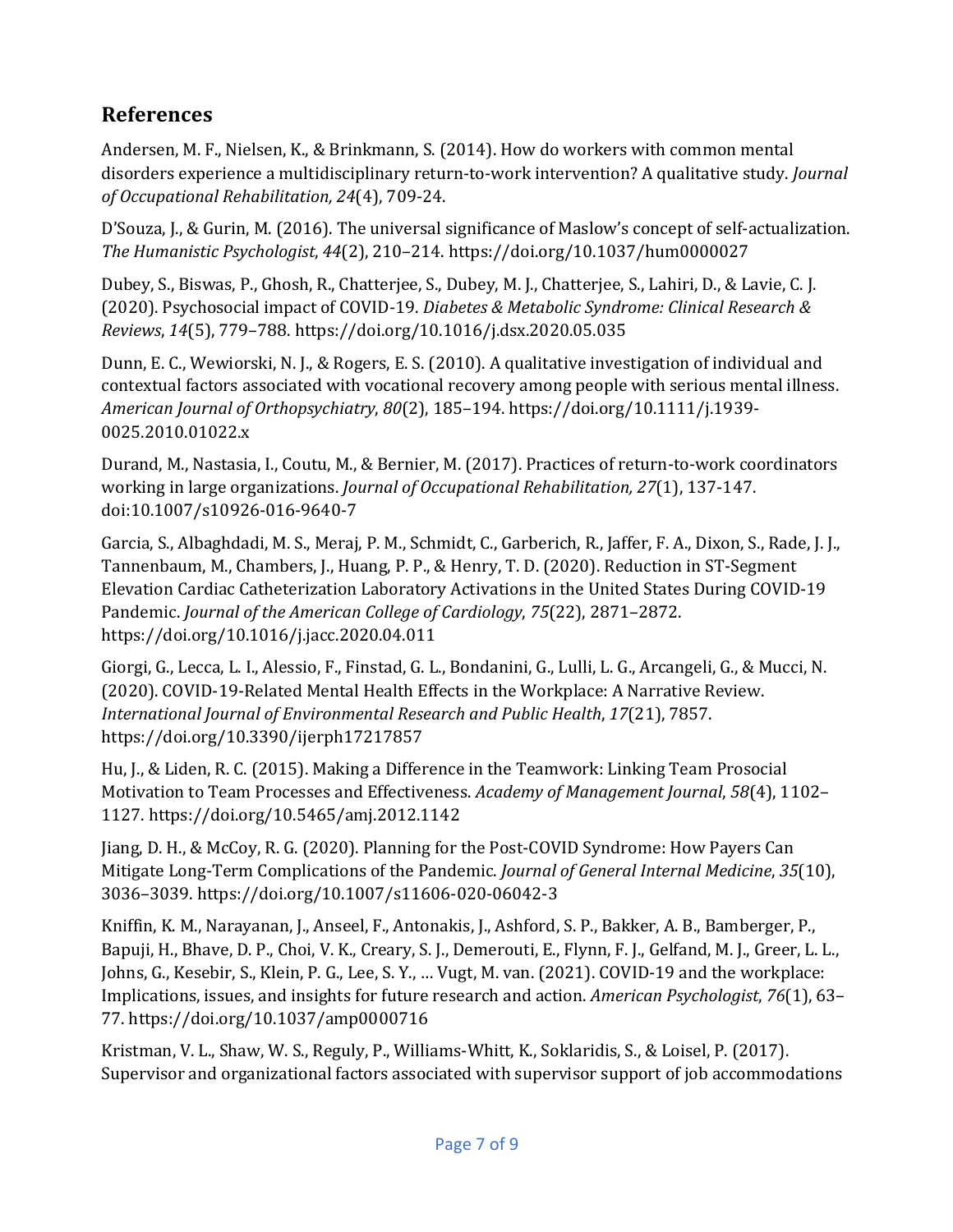## References

Andersen, M. F., Nielsen, K., & Brinkmann, S. (2014). How do workers with common mental disorders experience a multidisciplinary return-to-work intervention? A qualitative study. *Journal of Occupational Rehabilitation, 24*(4), 709-24.

D'Souza, J., & Gurin, M. (2016). The universal significance of Maslow's concept of self-actualization. *The Humanistic Psychologist*, *44*(2), 210–214. https://doi.org/10.1037/hum0000027

Dubey, S., Biswas, P., Ghosh, R., Chatterjee, S., Dubey, M. J., Chatterjee, S., Lahiri, D., & Lavie, C. J. (2020). Psychosocial impact of COVID-19. *Diabetes & Metabolic Syndrome: Clinical Research & Reviews*, *14*(5), 779–788. https://doi.org/10.1016/j.dsx.2020.05.035

Dunn, E. C., Wewiorski, N. J., & Rogers, E. S. (2010). A qualitative investigation of individual and contextual factors associated with vocational recovery among people with serious mental illness. *American Journal of Orthopsychiatry*, *80*(2), 185–194. https://doi.org/10.1111/j.1939-0025.2010.01022.x

Durand, M., Nastasia, I., Coutu, M., & Bernier, M. (2017). Practices of return-to-work coordinators working in large organizations. *Journal of Occupational Rehabilitation, 27*(1), 137-147. doi:10.1007/s10926-016-9640-7

Garcia, S., Albaghdadi, M. S., Meraj, P. M., Schmidt, C., Garberich, R., Jaffer, F. A., Dixon, S., Rade, J. J., Tannenbaum, M., Chambers, J., Huang, P. P., & Henry, T. D. (2020). Reduction in ST-Segment Elevation Cardiac Catheterization Laboratory Activations in the United States During COVID-19 Pandemic. *Journal of the American College of Cardiology*, *75*(22), 2871–2872. https://doi.org/10.1016/j.jacc.2020.04.011

Giorgi, G., Lecca, L. I., Alessio, F., Finstad, G. L., Bondanini, G., Lulli, L. G., Arcangeli, G., & Mucci, N. (2020). COVID-19-Related Mental Health Effects in the Workplace: A Narrative Review. *International Journal of Environmental Research and Public Health*, *17*(21), 7857. https://doi.org/10.3390/ijerph17217857

Hu, J., & Liden, R. C. (2015). Making a Difference in the Teamwork: Linking Team Prosocial Motivation to Team Processes and Effectiveness. *Academy of Management Journal*, *58*(4), 1102–1127. https://doi.org/10.5465/amj.2012.1142

Jiang, D. H., & McCoy, R. G. (2020). Planning for the Post-COVID Syndrome: How Payers Can Mitigate Long-Term Complications of the Pandemic. *Journal of General Internal Medicine*, *35*(10), 3036–3039. https://doi.org/10.1007/s11606-020-06042-3

Kniffin, K. M., Narayanan, J., Anseel, F., Antonakis, J., Ashford, S. P., Bakker, A. B., Bamberger, P., Bapuji, H., Bhave, D. P., Choi, V. K., Creary, S. J., Demerouti, E., Flynn, F. J., Gelfand, M. J., Greer, L. L., Johns, G., Kesebir, S., Klein, P. G., Lee, S. Y., … Vugt, M. van. (2021). COVID-19 and the workplace: Implications, issues, and insights for future research and action. *American Psychologist*, *76*(1), 63–77. https://doi.org/10.1037/amp0000716

Kristman, V. L., Shaw, W. S., Reguly, P., Williams-Whitt, K., Soklaridis, S., & Loisel, P. (2017). Supervisor and organizational factors associated with supervisor support of job accommodations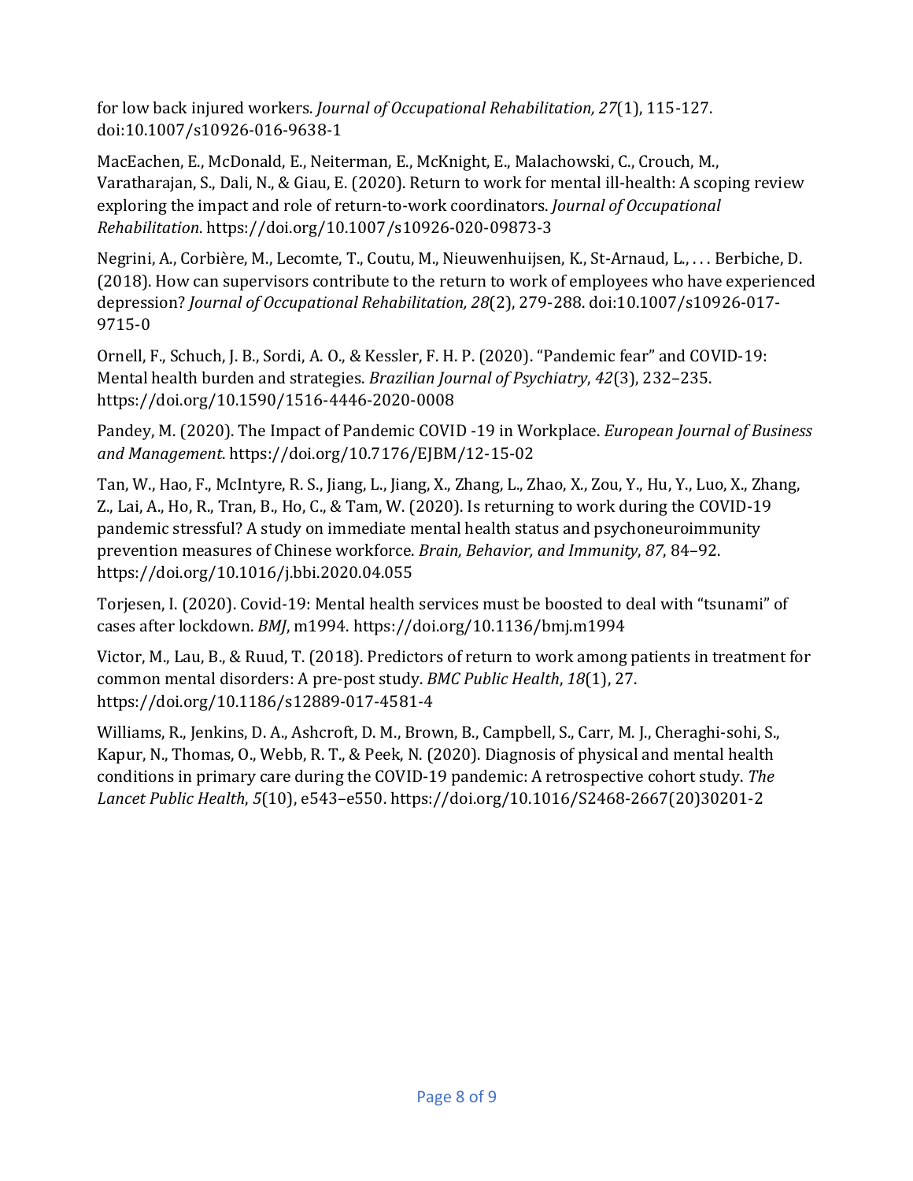for low back injured workers. *Journal of Occupational Rehabilitation, 27*(1), 115-127. doi:10.1007/s10926-016-9638-1

MacEachen, E., McDonald, E., Neiterman, E., McKnight, E., Malachowski, C., Crouch, M., Varatharajan, S., Dali, N., & Giau, E. (2020). Return to work for mental ill-health: A scoping review exploring the impact and role of return-to-work coordinators. *Journal of Occupational Rehabilitation*. https://doi.org/10.1007/s10926-020-09873-3

Negrini, A., Corbière, M., Lecomte, T., Coutu, M., Nieuwenhuijsen, K., St-Arnaud, L., . . . Berbiche, D. (2018). How can supervisors contribute to the return to work of employees who have experienced depression? *Journal of Occupational Rehabilitation, 28*(2), 279-288. doi:10.1007/s10926-017-9715-0

Ornell, F., Schuch, J. B., Sordi, A. O., & Kessler, F. H. P. (2020). "Pandemic fear" and COVID-19: Mental health burden and strategies. *Brazilian Journal of Psychiatry*, *42*(3), 232–235. https://doi.org/10.1590/1516-4446-2020-0008

Pandey, M. (2020). The Impact of Pandemic COVID -19 in Workplace. *European Journal of Business and Management*. https://doi.org/10.7176/EJBM/12-15-02

Tan, W., Hao, F., McIntyre, R. S., Jiang, L., Jiang, X., Zhang, L., Zhao, X., Zou, Y., Hu, Y., Luo, X., Zhang, Z., Lai, A., Ho, R., Tran, B., Ho, C., & Tam, W. (2020). Is returning to work during the COVID-19 pandemic stressful? A study on immediate mental health status and psychoneuroimmunity prevention measures of Chinese workforce. *Brain, Behavior, and Immunity*, *87*, 84–92. https://doi.org/10.1016/j.bbi.2020.04.055

Torjesen, I. (2020). Covid-19: Mental health services must be boosted to deal with "tsunami" of cases after lockdown. *BMJ*, m1994. https://doi.org/10.1136/bmj.m1994

Victor, M., Lau, B., & Ruud, T. (2018). Predictors of return to work among patients in treatment for common mental disorders: A pre-post study. *BMC Public Health*, *18*(1), 27. https://doi.org/10.1186/s12889-017-4581-4

Williams, R., Jenkins, D. A., Ashcroft, D. M., Brown, B., Campbell, S., Carr, M. J., Cheraghi-sohi, S., Kapur, N., Thomas, O., Webb, R. T., & Peek, N. (2020). Diagnosis of physical and mental health conditions in primary care during the COVID-19 pandemic: A retrospective cohort study. *The Lancet Public Health*, *5*(10), e543–e550. https://doi.org/10.1016/S2468-2667(20)30201-2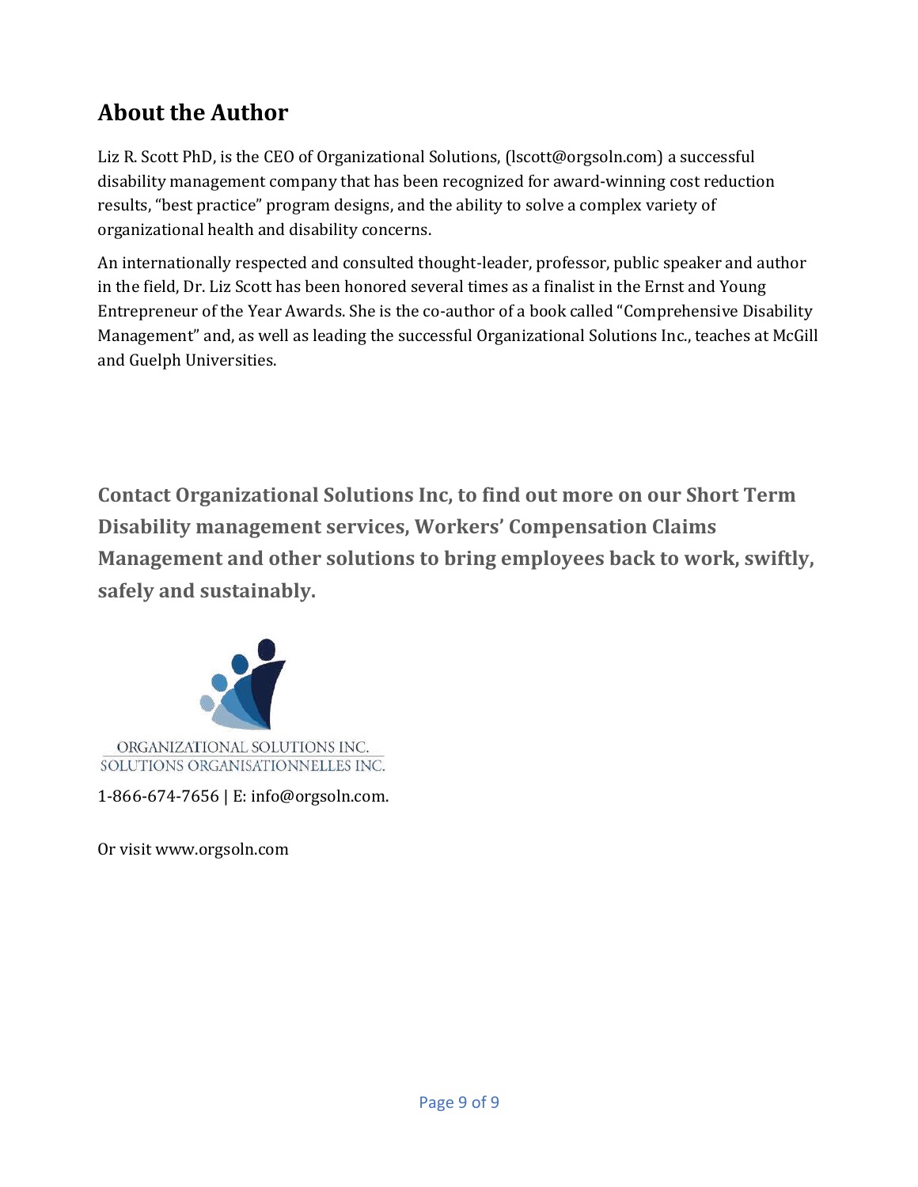## About the Author

Liz R. Scott PhD, is the CEO of Organizational Solutions, (lscott@orgsoln.com) a successful disability management company that has been recognized for award-winning cost reduction results, "best practice" program designs, and the ability to solve a complex variety of organizational health and disability concerns.

An internationally respected and consulted thought-leader, professor, public speaker and author in the field, Dr. Liz Scott has been honored several times as a finalist in the Ernst and Young Entrepreneur of the Year Awards. She is the co-author of a book called "Comprehensive Disability Management" and, as well as leading the successful Organizational Solutions Inc., teaches at McGill and Guelph Universities.

**Contact Organizational Solutions Inc, to find out more on our Short Term Disability management services, Workers' Compensation Claims Management and other solutions to bring employees back to work, swiftly, safely and sustainably.**

ORGANIZATIONAL SOLUTIONS INC.
SOLUTIONS ORGANISATIONNELLES INC.

1-866-674-7656 | E: info@orgsoln.com.

Or visit www.orgsoln.com